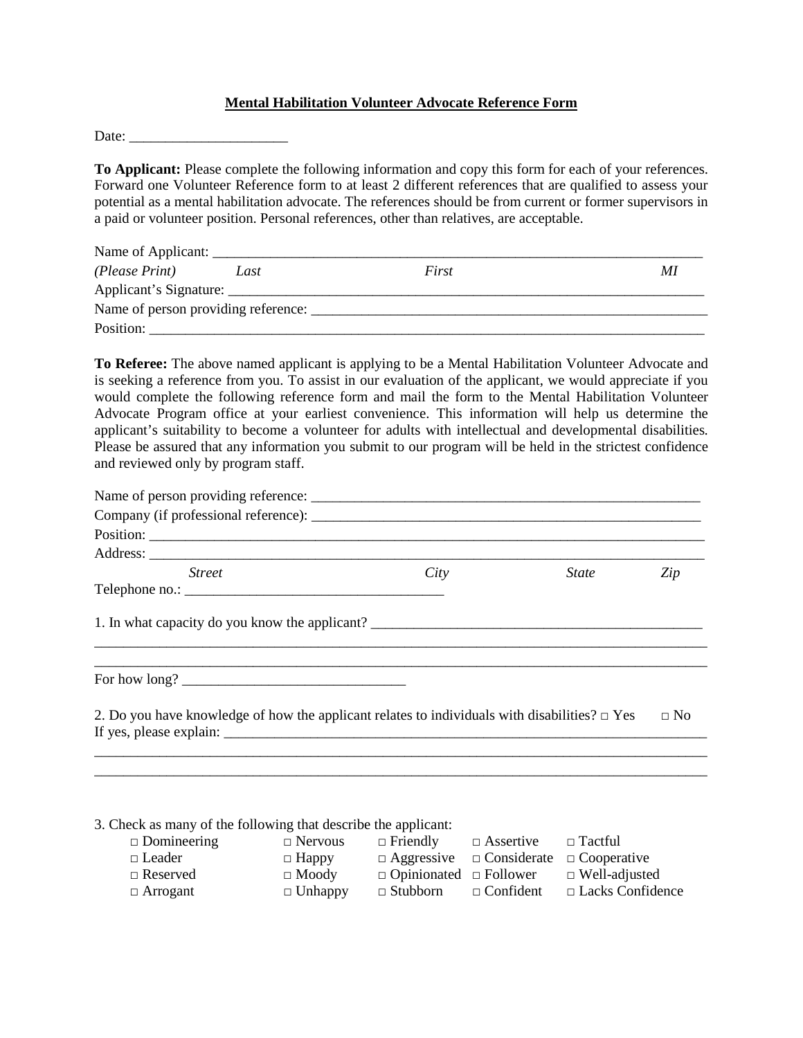**Mental Habilitation Volunteer Advocate Reference Form**

Date: ______________________

**To Applicant:** Please complete the following information and copy this form for each of your references. Forward one Volunteer Reference form to at least 2 different references that are qualified to assess your potential as a mental habilitation advocate. The references should be from current or former supervisors in a paid or volunteer position. Personal references, other than relatives, are acceptable.

Name of Applicant: ______________________________________________________________________

*(Please Print)* *Last* *First* *MI*

Applicant's Signature: ____________________________________________________________________

Name of person providing reference: _________________________________________________________

Position: _________________________________________________________________________________

**To Referee:** The above named applicant is applying to be a Mental Habilitation Volunteer Advocate and is seeking a reference from you. To assist in our evaluation of the applicant, we would appreciate if you would complete the following reference form and mail the form to the Mental Habilitation Volunteer Advocate Program office at your earliest convenience. This information will help us determine the applicant's suitability to become a volunteer for adults with intellectual and developmental disabilities. Please be assured that any information you submit to our program will be held in the strictest confidence and reviewed only by program staff.

Name of person providing reference: _______________________________________________________

Company (if professional reference): _______________________________________________________

Position: _________________________________________________________________________________

Address: _________________________________________________________________________________

*Street* *City* *State* *Zip*

Telephone no.: ___________________________________

1. In what capacity do you know the applicant? _____________________________________________

_________________________________________________________________________________________

_________________________________________________________________________________________

For how long? _______________________________

2. Do you have knowledge of how the applicant relates to individuals with disabilities? □ Yes □ No

If yes, please explain: ______________________________________________________________________

_________________________________________________________________________________________

_________________________________________________________________________________________

3. Check as many of the following that describe the applicant:

| | | | | |
|---|---|---|---|---|
| □ Domineering | □ Nervous | □ Friendly | □ Assertive | □ Tactful |
| □ Leader | □ Happy | □ Aggressive | □ Considerate | □ Cooperative |
| □ Reserved | □ Moody | □ Opinionated | □ Follower | □ Well-adjusted |
| □ Arrogant | □ Unhappy | □ Stubborn | □ Confident | □ Lacks Confidence |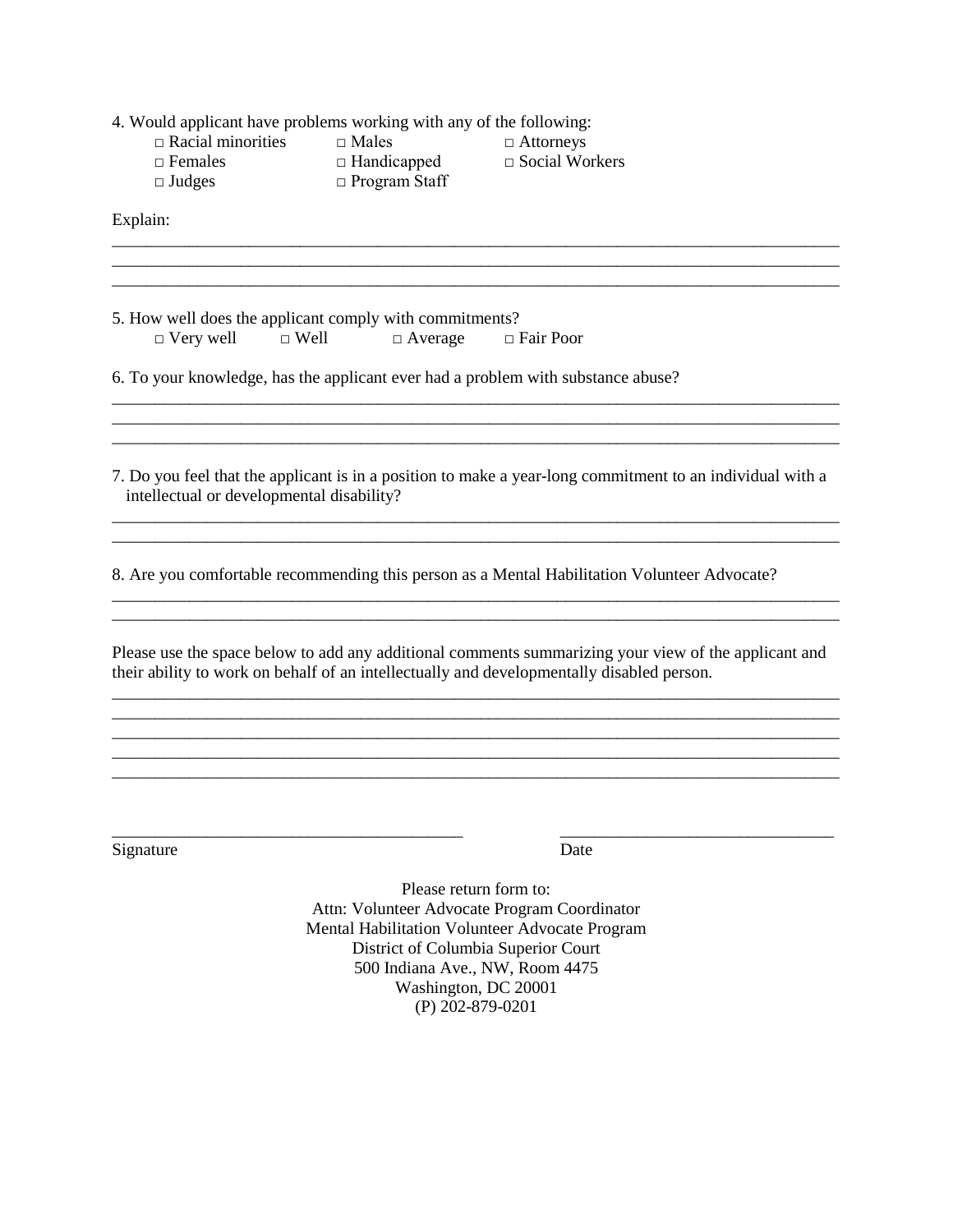4. Would applicant have problems working with any of the following:

□ Racial minorities □ Males □ Attorneys
□ Females □ Handicapped □ Social Workers
□ Judges □ Program Staff

Explain:

______________________________________________________________________________
______________________________________________________________________________
______________________________________________________________________________

5. How well does the applicant comply with commitments?

□ Very well □ Well □ Average □ Fair Poor

6. To your knowledge, has the applicant ever had a problem with substance abuse?

______________________________________________________________________________
______________________________________________________________________________
______________________________________________________________________________

7. Do you feel that the applicant is in a position to make a year-long commitment to an individual with a intellectual or developmental disability?

______________________________________________________________________________
______________________________________________________________________________

8. Are you comfortable recommending this person as a Mental Habilitation Volunteer Advocate?

______________________________________________________________________________
______________________________________________________________________________

Please use the space below to add any additional comments summarizing your view of the applicant and their ability to work on behalf of an intellectually and developmentally disabled person.

______________________________________________________________________________
______________________________________________________________________________
______________________________________________________________________________
______________________________________________________________________________
______________________________________________________________________________

________________________________________ ______________________________

Signature Date

Please return form to:
Attn: Volunteer Advocate Program Coordinator
Mental Habilitation Volunteer Advocate Program
District of Columbia Superior Court
500 Indiana Ave., NW, Room 4475
Washington, DC 20001
(P) 202-879-0201